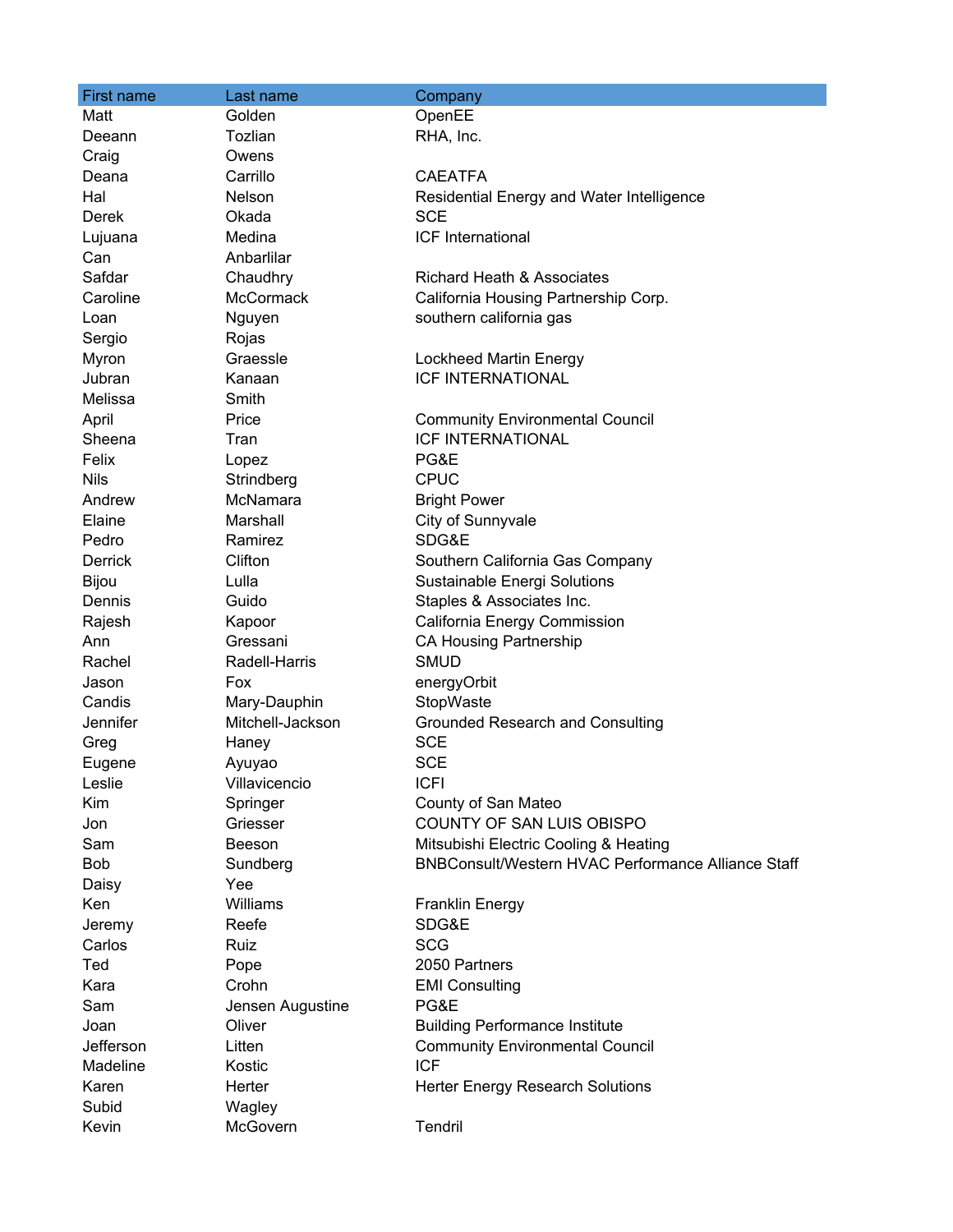| First name | Last name | Company |
| --- | --- | --- |
| Matt | Golden | OpenEE |
| Deeann | Tozlian | RHA, Inc. |
| Craig | Owens | |
| Deana | Carrillo | CAEATFA |
| Hal | Nelson | Residential Energy and Water Intelligence |
| Derek | Okada | SCE |
| Lujuana | Medina | ICF International |
| Can | Anbarlilar | |
| Safdar | Chaudhry | Richard Heath & Associates |
| Caroline | McCormack | California Housing Partnership Corp. |
| Loan | Nguyen | southern california gas |
| Sergio | Rojas | |
| Myron | Graessle | Lockheed Martin Energy |
| Jubran | Kanaan | ICF INTERNATIONAL |
| Melissa | Smith | |
| April | Price | Community Environmental Council |
| Sheena | Tran | ICF INTERNATIONAL |
| Felix | Lopez | PG&E |
| Nils | Strindberg | CPUC |
| Andrew | McNamara | Bright Power |
| Elaine | Marshall | City of Sunnyvale |
| Pedro | Ramirez | SDG&E |
| Derrick | Clifton | Southern California Gas Company |
| Bijou | Lulla | Sustainable Energi Solutions |
| Dennis | Guido | Staples & Associates Inc. |
| Rajesh | Kapoor | California Energy Commission |
| Ann | Gressani | CA Housing Partnership |
| Rachel | Radell-Harris | SMUD |
| Jason | Fox | energyOrbit |
| Candis | Mary-Dauphin | StopWaste |
| Jennifer | Mitchell-Jackson | Grounded Research and Consulting |
| Greg | Haney | SCE |
| Eugene | Ayuyao | SCE |
| Leslie | Villavicencio | ICFI |
| Kim | Springer | County of San Mateo |
| Jon | Griesser | COUNTY OF SAN LUIS OBISPO |
| Sam | Beeson | Mitsubishi Electric Cooling & Heating |
| Bob | Sundberg | BNBConsult/Western HVAC Performance Alliance Staff |
| Daisy | Yee | |
| Ken | Williams | Franklin Energy |
| Jeremy | Reefe | SDG&E |
| Carlos | Ruiz | SCG |
| Ted | Pope | 2050 Partners |
| Kara | Crohn | EMI Consulting |
| Sam | Jensen Augustine | PG&E |
| Joan | Oliver | Building Performance Institute |
| Jefferson | Litten | Community Environmental Council |
| Madeline | Kostic | ICF |
| Karen | Herter | Herter Energy Research Solutions |
| Subid | Wagley | |
| Kevin | McGovern | Tendril |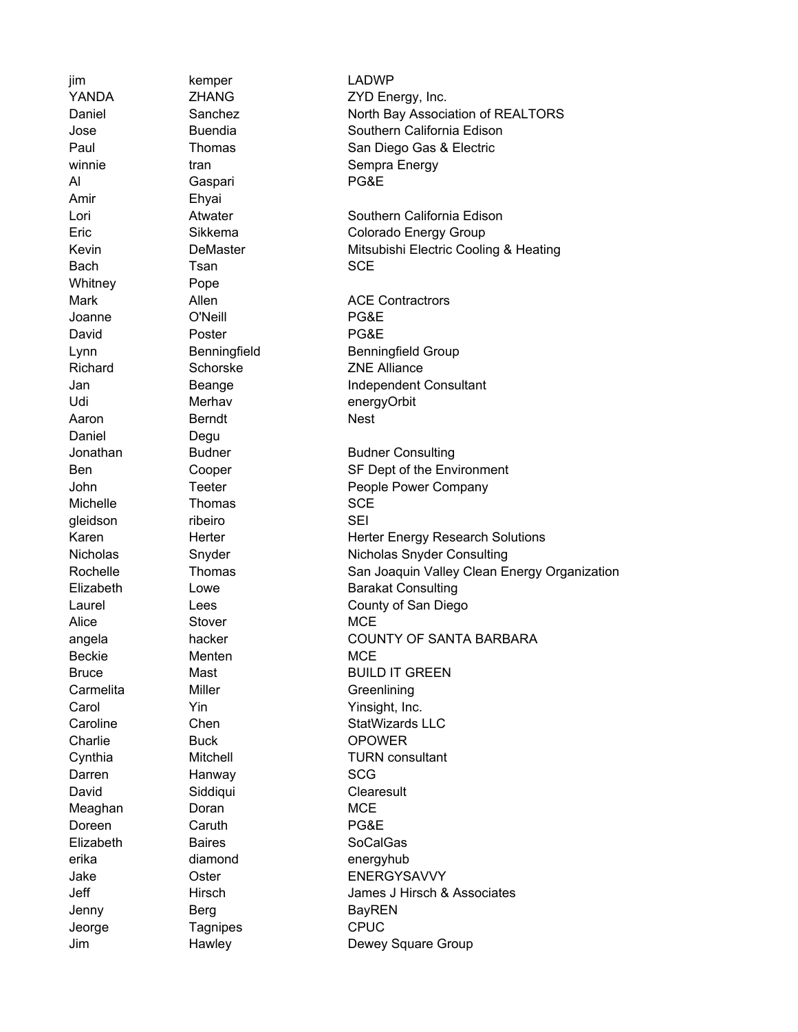| | | |
|---|---|---|
| jim | kemper | LADWP |
| YANDA | ZHANG | ZYD Energy, Inc. |
| Daniel | Sanchez | North Bay Association of REALTORS |
| Jose | Buendia | Southern California Edison |
| Paul | Thomas | San Diego Gas & Electric |
| winnie | tran | Sempra Energy |
| Al | Gaspari | PG&E |
| Amir | Ehyai | |
| Lori | Atwater | Southern California Edison |
| Eric | Sikkema | Colorado Energy Group |
| Kevin | DeMaster | Mitsubishi Electric Cooling & Heating |
| Bach | Tsan | SCE |
| Whitney | Pope | |
| Mark | Allen | ACE Contractrors |
| Joanne | O'Neill | PG&E |
| David | Poster | PG&E |
| Lynn | Benningfield | Benningfield Group |
| Richard | Schorske | ZNE Alliance |
| Jan | Beange | Independent Consultant |
| Udi | Merhav | energyOrbit |
| Aaron | Berndt | Nest |
| Daniel | Degu | |
| Jonathan | Budner | Budner Consulting |
| Ben | Cooper | SF Dept of the Environment |
| John | Teeter | People Power Company |
| Michelle | Thomas | SCE |
| gleidson | ribeiro | SEI |
| Karen | Herter | Herter Energy Research Solutions |
| Nicholas | Snyder | Nicholas Snyder Consulting |
| Rochelle | Thomas | San Joaquin Valley Clean Energy Organization |
| Elizabeth | Lowe | Barakat Consulting |
| Laurel | Lees | County of San Diego |
| Alice | Stover | MCE |
| angela | hacker | COUNTY OF SANTA BARBARA |
| Beckie | Menten | MCE |
| Bruce | Mast | BUILD IT GREEN |
| Carmelita | Miller | Greenlining |
| Carol | Yin | Yinsight, Inc. |
| Caroline | Chen | StatWizards LLC |
| Charlie | Buck | OPOWER |
| Cynthia | Mitchell | TURN consultant |
| Darren | Hanway | SCG |
| David | Siddiqui | Clearesult |
| Meaghan | Doran | MCE |
| Doreen | Caruth | PG&E |
| Elizabeth | Baires | SoCalGas |
| erika | diamond | energyhub |
| Jake | Oster | ENERGYSAVVY |
| Jeff | Hirsch | James J Hirsch & Associates |
| Jenny | Berg | BayREN |
| Jeorge | Tagnipes | CPUC |
| Jim | Hawley | Dewey Square Group |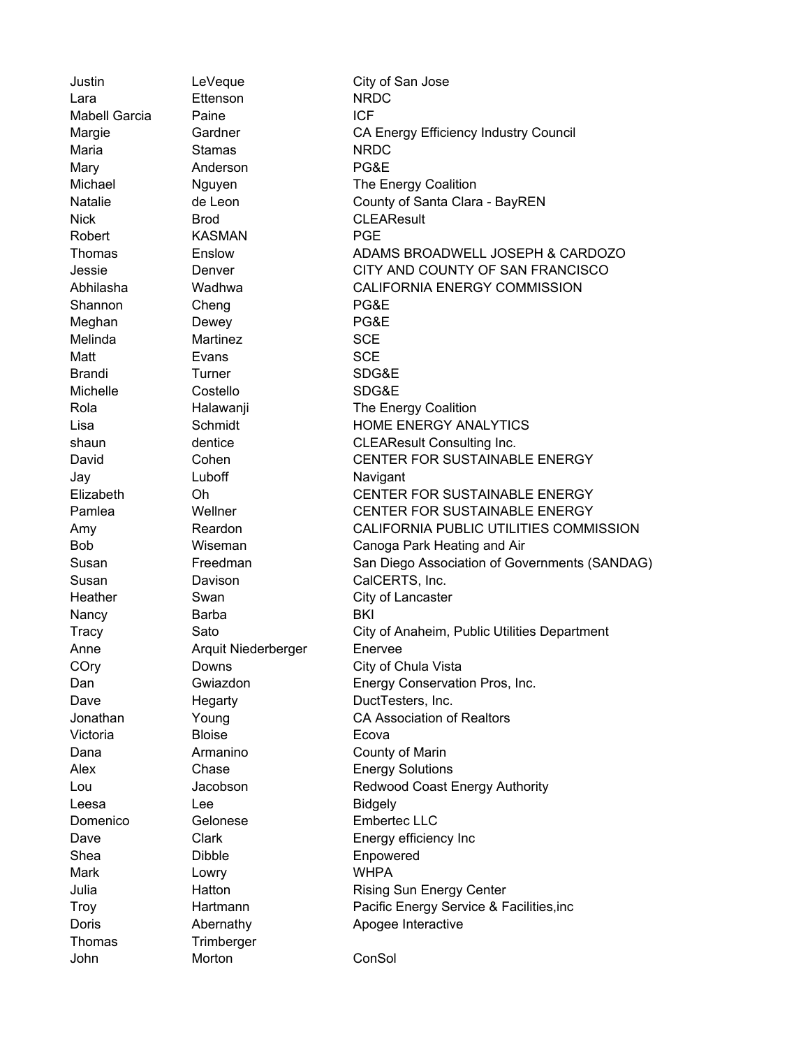| | | |
|---|---|---|
| Justin | LeVeque | City of San Jose |
| Lara | Ettenson | NRDC |
| Mabell Garcia | Paine | ICF |
| Margie | Gardner | CA Energy Efficiency Industry Council |
| Maria | Stamas | NRDC |
| Mary | Anderson | PG&E |
| Michael | Nguyen | The Energy Coalition |
| Natalie | de Leon | County of Santa Clara - BayREN |
| Nick | Brod | CLEAResult |
| Robert | KASMAN | PGE |
| Thomas | Enslow | ADAMS BROADWELL JOSEPH & CARDOZO |
| Jessie | Denver | CITY AND COUNTY OF SAN FRANCISCO |
| Abhilasha | Wadhwa | CALIFORNIA ENERGY COMMISSION |
| Shannon | Cheng | PG&E |
| Meghan | Dewey | PG&E |
| Melinda | Martinez | SCE |
| Matt | Evans | SCE |
| Brandi | Turner | SDG&E |
| Michelle | Costello | SDG&E |
| Rola | Halawanji | The Energy Coalition |
| Lisa | Schmidt | HOME ENERGY ANALYTICS |
| shaun | dentice | CLEAResult Consulting Inc. |
| David | Cohen | CENTER FOR SUSTAINABLE ENERGY |
| Jay | Luboff | Navigant |
| Elizabeth | Oh | CENTER FOR SUSTAINABLE ENERGY |
| Pamlea | Wellner | CENTER FOR SUSTAINABLE ENERGY |
| Amy | Reardon | CALIFORNIA PUBLIC UTILITIES COMMISSION |
| Bob | Wiseman | Canoga Park Heating and Air |
| Susan | Freedman | San Diego Association of Governments (SANDAG) |
| Susan | Davison | CalCERTS, Inc. |
| Heather | Swan | City of Lancaster |
| Nancy | Barba | BKI |
| Tracy | Sato | City of Anaheim, Public Utilities Department |
| Anne | Arquit Niederberger | Enervee |
| COry | Downs | City of Chula Vista |
| Dan | Gwiazdon | Energy Conservation Pros, Inc. |
| Dave | Hegarty | DuctTesters, Inc. |
| Jonathan | Young | CA Association of Realtors |
| Victoria | Bloise | Ecova |
| Dana | Armanino | County of Marin |
| Alex | Chase | Energy Solutions |
| Lou | Jacobson | Redwood Coast Energy Authority |
| Leesa | Lee | Bidgely |
| Domenico | Gelonese | Embertec LLC |
| Dave | Clark | Energy efficiency Inc |
| Shea | Dibble | Enpowered |
| Mark | Lowry | WHPA |
| Julia | Hatton | Rising Sun Energy Center |
| Troy | Hartmann | Pacific Energy Service & Facilities,inc |
| Doris | Abernathy | Apogee Interactive |
| Thomas | Trimberger | |
| John | Morton | ConSol |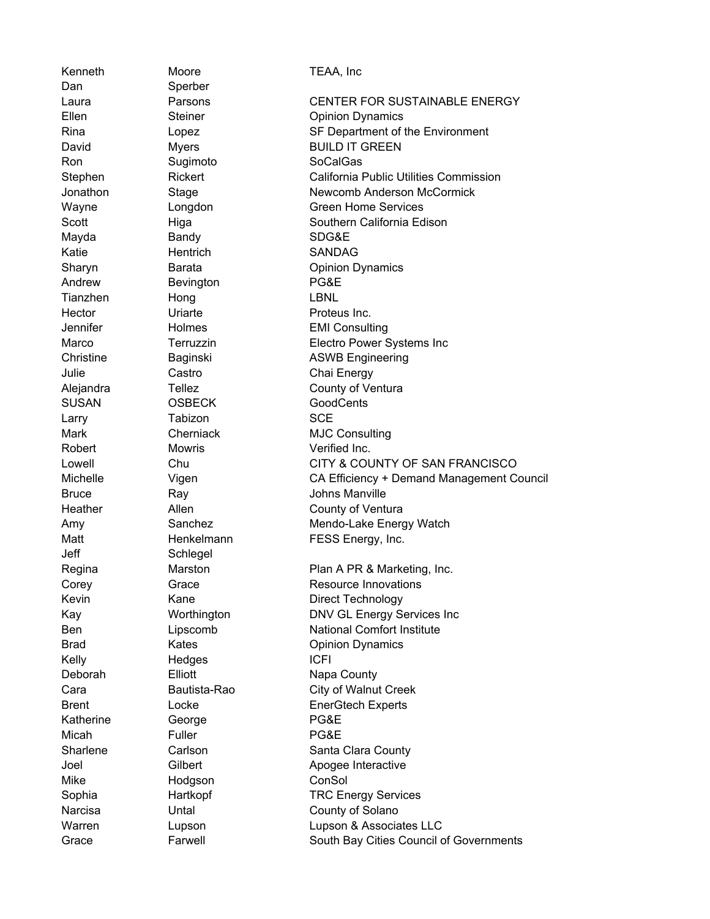| | | |
|---|---|---|
| Kenneth | Moore | TEAA, Inc |
| Dan | Sperber | |
| Laura | Parsons | CENTER FOR SUSTAINABLE ENERGY |
| Ellen | Steiner | Opinion Dynamics |
| Rina | Lopez | SF Department of the Environment |
| David | Myers | BUILD IT GREEN |
| Ron | Sugimoto | SoCalGas |
| Stephen | Rickert | California Public Utilities Commission |
| Jonathon | Stage | Newcomb Anderson McCormick |
| Wayne | Longdon | Green Home Services |
| Scott | Higa | Southern California Edison |
| Mayda | Bandy | SDG&E |
| Katie | Hentrich | SANDAG |
| Sharyn | Barata | Opinion Dynamics |
| Andrew | Bevington | PG&E |
| Tianzhen | Hong | LBNL |
| Hector | Uriarte | Proteus Inc. |
| Jennifer | Holmes | EMI Consulting |
| Marco | Terruzzin | Electro Power Systems Inc |
| Christine | Baginski | ASWB Engineering |
| Julie | Castro | Chai Energy |
| Alejandra | Tellez | County of Ventura |
| SUSAN | OSBECK | GoodCents |
| Larry | Tabizon | SCE |
| Mark | Cherniack | MJC Consulting |
| Robert | Mowris | Verified Inc. |
| Lowell | Chu | CITY & COUNTY OF SAN FRANCISCO |
| Michelle | Vigen | CA Efficiency + Demand Management Council |
| Bruce | Ray | Johns Manville |
| Heather | Allen | County of Ventura |
| Amy | Sanchez | Mendo-Lake Energy Watch |
| Matt | Henkelmann | FESS Energy, Inc. |
| Jeff | Schlegel | |
| Regina | Marston | Plan A PR & Marketing, Inc. |
| Corey | Grace | Resource Innovations |
| Kevin | Kane | Direct Technology |
| Kay | Worthington | DNV GL Energy Services Inc |
| Ben | Lipscomb | National Comfort Institute |
| Brad | Kates | Opinion Dynamics |
| Kelly | Hedges | ICFI |
| Deborah | Elliott | Napa County |
| Cara | Bautista-Rao | City of Walnut Creek |
| Brent | Locke | EnerGtech Experts |
| Katherine | George | PG&E |
| Micah | Fuller | PG&E |
| Sharlene | Carlson | Santa Clara County |
| Joel | Gilbert | Apogee Interactive |
| Mike | Hodgson | ConSol |
| Sophia | Hartkopf | TRC Energy Services |
| Narcisa | Untal | County of Solano |
| Warren | Lupson | Lupson & Associates LLC |
| Grace | Farwell | South Bay Cities Council of Governments |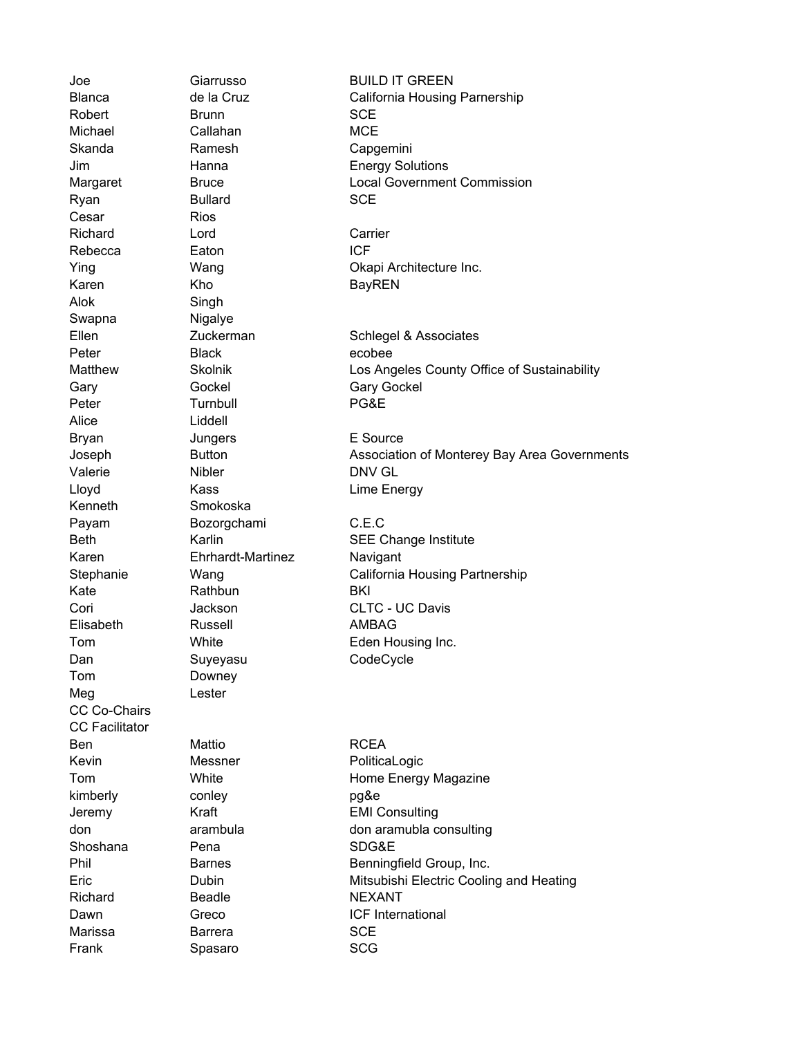| | | |
|---|---|---|
| Joe | Giarrusso | BUILD IT GREEN |
| Blanca | de la Cruz | California Housing Parnership |
| Robert | Brunn | SCE |
| Michael | Callahan | MCE |
| Skanda | Ramesh | Capgemini |
| Jim | Hanna | Energy Solutions |
| Margaret | Bruce | Local Government Commission |
| Ryan | Bullard | SCE |
| Cesar | Rios | |
| Richard | Lord | Carrier |
| Rebecca | Eaton | ICF |
| Ying | Wang | Okapi Architecture Inc. |
| Karen | Kho | BayREN |
| Alok | Singh | |
| Swapna | Nigalye | |
| Ellen | Zuckerman | Schlegel & Associates |
| Peter | Black | ecobee |
| Matthew | Skolnik | Los Angeles County Office of Sustainability |
| Gary | Gockel | Gary Gockel |
| Peter | Turnbull | PG&E |
| Alice | Liddell | |
| Bryan | Jungers | E Source |
| Joseph | Button | Association of Monterey Bay Area Governments |
| Valerie | Nibler | DNV GL |
| Lloyd | Kass | Lime Energy |
| Kenneth | Smokoska | |
| Payam | Bozorgchami | C.E.C |
| Beth | Karlin | SEE Change Institute |
| Karen | Ehrhardt-Martinez | Navigant |
| Stephanie | Wang | California Housing Partnership |
| Kate | Rathbun | BKI |
| Cori | Jackson | CLTC - UC Davis |
| Elisabeth | Russell | AMBAG |
| Tom | White | Eden Housing Inc. |
| Dan | Suyeyasu | CodeCycle |
| Tom | Downey | |
| Meg | Lester | |
| CC Co-Chairs | | |
| CC Facilitator | | |
| Ben | Mattio | RCEA |
| Kevin | Messner | PoliticaLogic |
| Tom | White | Home Energy Magazine |
| kimberly | conley | pg&e |
| Jeremy | Kraft | EMI Consulting |
| don | arambula | don aramubla consulting |
| Shoshana | Pena | SDG&E |
| Phil | Barnes | Benningfield Group, Inc. |
| Eric | Dubin | Mitsubishi Electric Cooling and Heating |
| Richard | Beadle | NEXANT |
| Dawn | Greco | ICF International |
| Marissa | Barrera | SCE |
| Frank | Spasaro | SCG |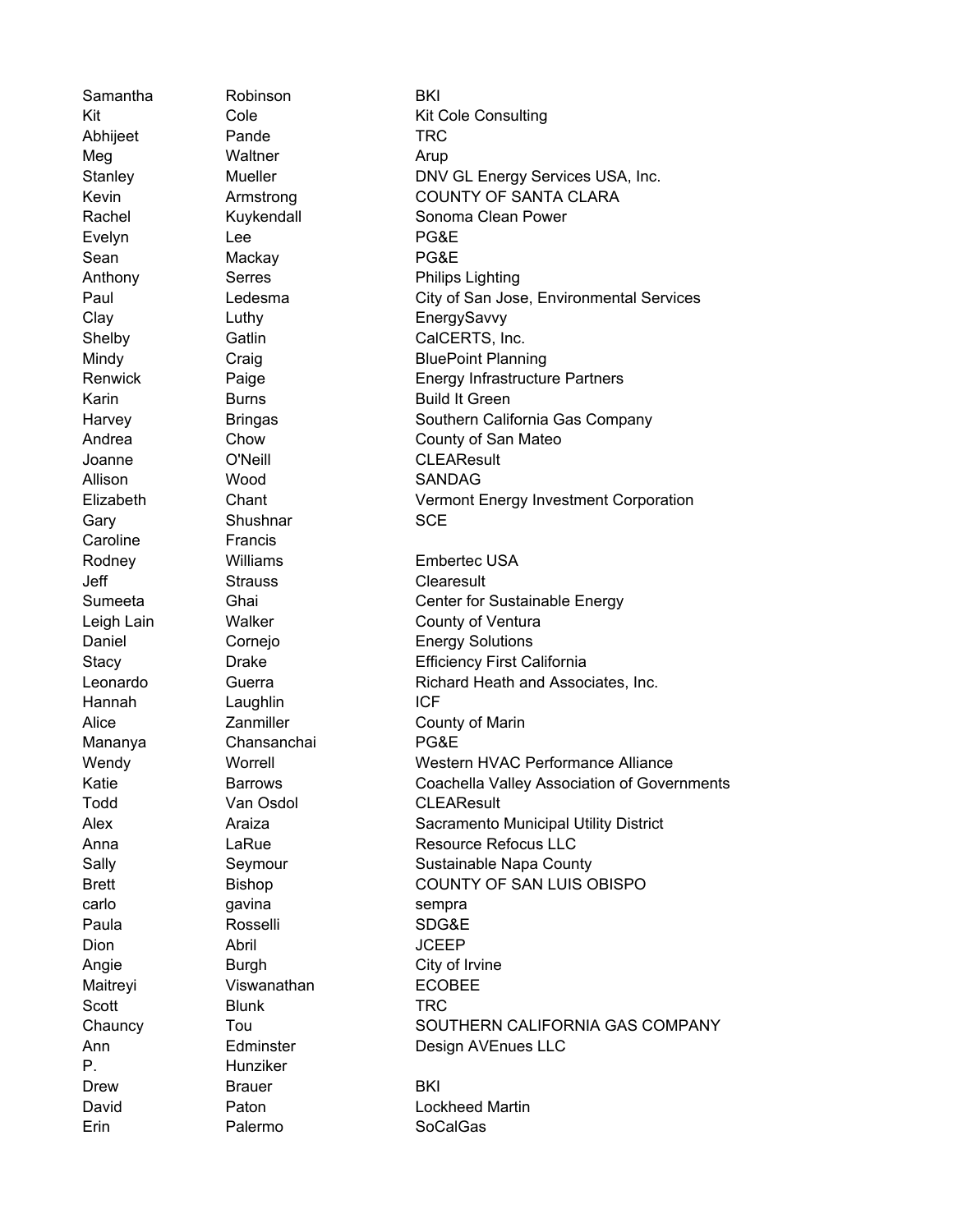| | | |
|---|---|---|
| Samantha | Robinson | BKI |
| Kit | Cole | Kit Cole Consulting |
| Abhijeet | Pande | TRC |
| Meg | Waltner | Arup |
| Stanley | Mueller | DNV GL Energy Services USA, Inc. |
| Kevin | Armstrong | COUNTY OF SANTA CLARA |
| Rachel | Kuykendall | Sonoma Clean Power |
| Evelyn | Lee | PG&E |
| Sean | Mackay | PG&E |
| Anthony | Serres | Philips Lighting |
| Paul | Ledesma | City of San Jose, Environmental Services |
| Clay | Luthy | EnergySavvy |
| Shelby | Gatlin | CalCERTS, Inc. |
| Mindy | Craig | BluePoint Planning |
| Renwick | Paige | Energy Infrastructure Partners |
| Karin | Burns | Build It Green |
| Harvey | Bringas | Southern California Gas Company |
| Andrea | Chow | County of San Mateo |
| Joanne | O'Neill | CLEAResult |
| Allison | Wood | SANDAG |
| Elizabeth | Chant | Vermont Energy Investment Corporation |
| Gary | Shushnar | SCE |
| Caroline | Francis | |
| Rodney | Williams | Embertec USA |
| Jeff | Strauss | Clearesult |
| Sumeeta | Ghai | Center for Sustainable Energy |
| Leigh Lain | Walker | County of Ventura |
| Daniel | Cornejo | Energy Solutions |
| Stacy | Drake | Efficiency First California |
| Leonardo | Guerra | Richard Heath and Associates, Inc. |
| Hannah | Laughlin | ICF |
| Alice | Zanmiller | County of Marin |
| Mananya | Chansanchai | PG&E |
| Wendy | Worrell | Western HVAC Performance Alliance |
| Katie | Barrows | Coachella Valley Association of Governments |
| Todd | Van Osdol | CLEAResult |
| Alex | Araiza | Sacramento Municipal Utility District |
| Anna | LaRue | Resource Refocus LLC |
| Sally | Seymour | Sustainable Napa County |
| Brett | Bishop | COUNTY OF SAN LUIS OBISPO |
| carlo | gavina | sempra |
| Paula | Rosselli | SDG&E |
| Dion | Abril | JCEEP |
| Angie | Burgh | City of Irvine |
| Maitreyi | Viswanathan | ECOBEE |
| Scott | Blunk | TRC |
| Chauncy | Tou | SOUTHERN CALIFORNIA GAS COMPANY |
| Ann | Edminster | Design AVEnues LLC |
| P. | Hunziker | |
| Drew | Brauer | BKI |
| David | Paton | Lockheed Martin |
| Erin | Palermo | SoCalGas |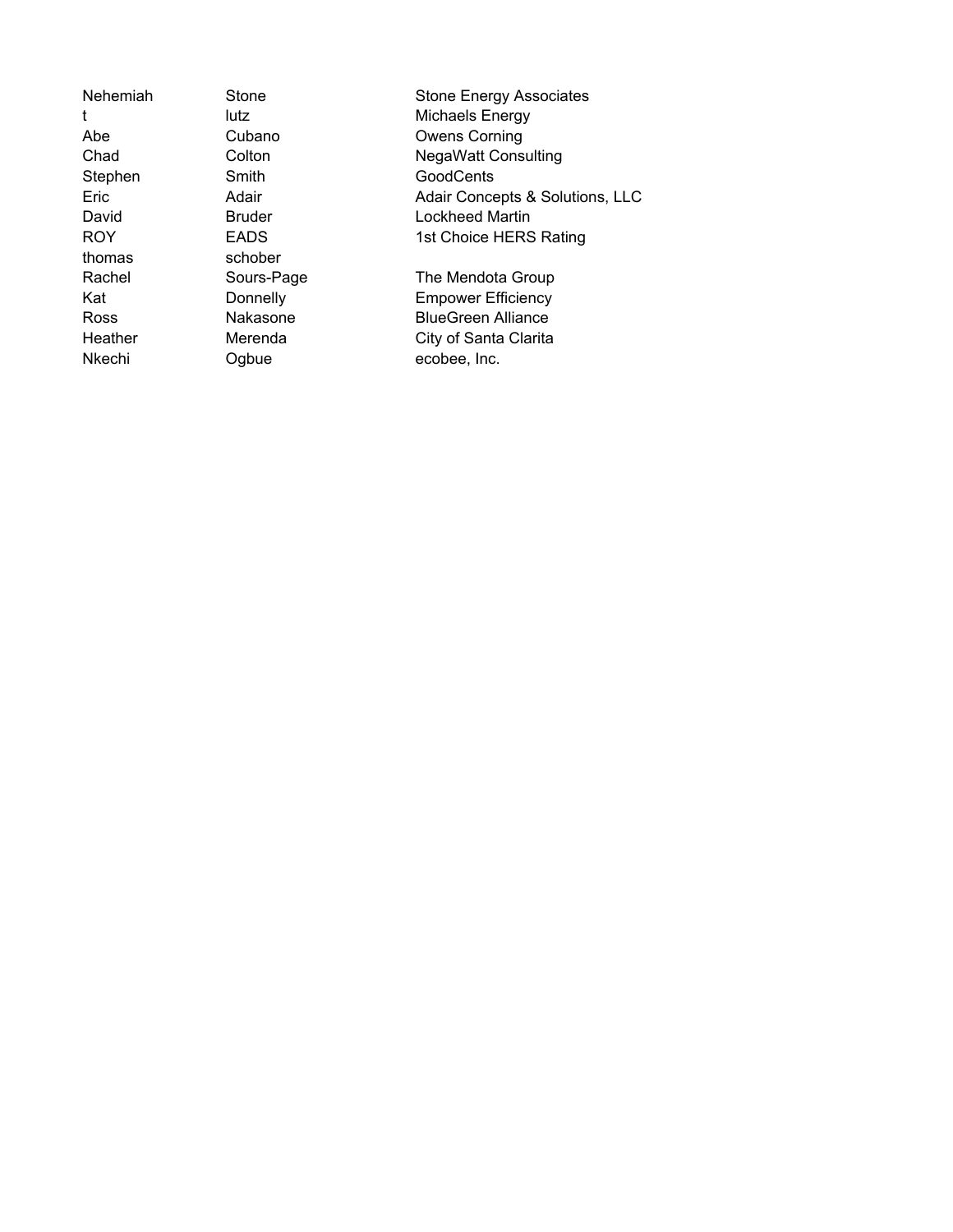| | | |
|---|---|---|
| Nehemiah | Stone | Stone Energy Associates |
| t | lutz | Michaels Energy |
| Abe | Cubano | Owens Corning |
| Chad | Colton | NegaWatt Consulting |
| Stephen | Smith | GoodCents |
| Eric | Adair | Adair Concepts & Solutions, LLC |
| David | Bruder | Lockheed Martin |
| ROY | EADS | 1st Choice HERS Rating |
| thomas | schober | |
| Rachel | Sours-Page | The Mendota Group |
| Kat | Donnelly | Empower Efficiency |
| Ross | Nakasone | BlueGreen Alliance |
| Heather | Merenda | City of Santa Clarita |
| Nkechi | Ogbue | ecobee, Inc. |